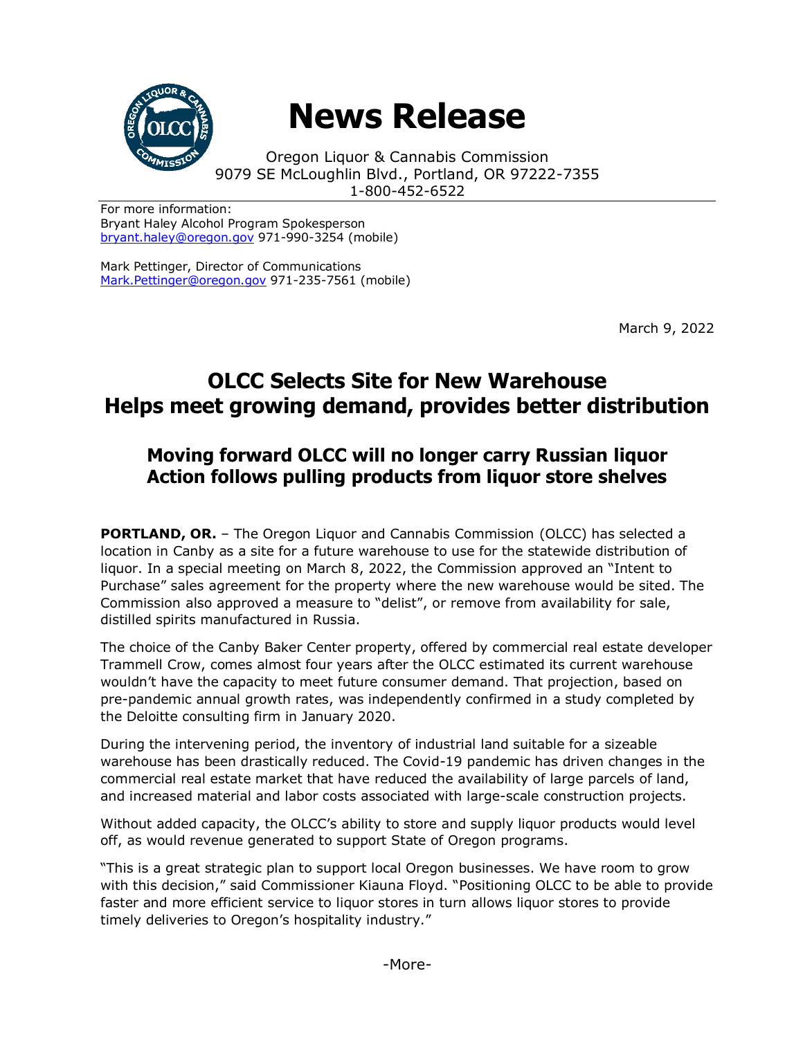# News Release

Oregon Liquor & Cannabis Commission
9079 SE McLoughlin Blvd., Portland, OR 97222-7355
1-800-452-6522

For more information:
Bryant Haley Alcohol Program Spokesperson
bryant.haley@oregon.gov 971-990-3254 (mobile)

Mark Pettinger, Director of Communications
Mark.Pettinger@oregon.gov 971-235-7561 (mobile)

March 9, 2022

## OLCC Selects Site for New Warehouse
## Helps meet growing demand, provides better distribution

### Moving forward OLCC will no longer carry Russian liquor
### Action follows pulling products from liquor store shelves

**PORTLAND, OR.** – The Oregon Liquor and Cannabis Commission (OLCC) has selected a location in Canby as a site for a future warehouse to use for the statewide distribution of liquor. In a special meeting on March 8, 2022, the Commission approved an "Intent to Purchase" sales agreement for the property where the new warehouse would be sited. The Commission also approved a measure to "delist", or remove from availability for sale, distilled spirits manufactured in Russia.

The choice of the Canby Baker Center property, offered by commercial real estate developer Trammell Crow, comes almost four years after the OLCC estimated its current warehouse wouldn't have the capacity to meet future consumer demand. That projection, based on pre-pandemic annual growth rates, was independently confirmed in a study completed by the Deloitte consulting firm in January 2020.

During the intervening period, the inventory of industrial land suitable for a sizeable warehouse has been drastically reduced. The Covid-19 pandemic has driven changes in the commercial real estate market that have reduced the availability of large parcels of land, and increased material and labor costs associated with large-scale construction projects.

Without added capacity, the OLCC's ability to store and supply liquor products would level off, as would revenue generated to support State of Oregon programs.

"This is a great strategic plan to support local Oregon businesses. We have room to grow with this decision," said Commissioner Kiauna Floyd. "Positioning OLCC to be able to provide faster and more efficient service to liquor stores in turn allows liquor stores to provide timely deliveries to Oregon's hospitality industry."

-More-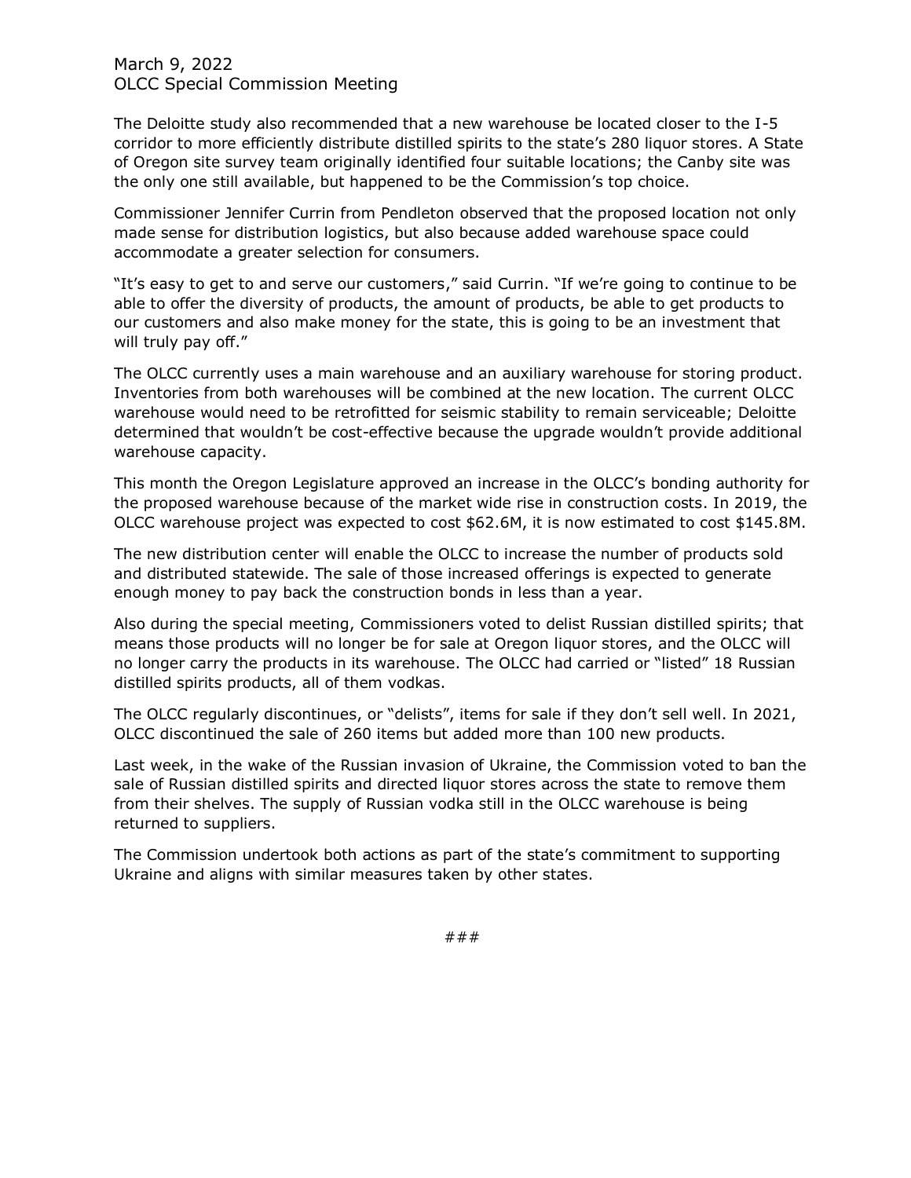The Deloitte study also recommended that a new warehouse be located closer to the I-5 corridor to more efficiently distribute distilled spirits to the state's 280 liquor stores. A State of Oregon site survey team originally identified four suitable locations; the Canby site was the only one still available, but happened to be the Commission's top choice.

Commissioner Jennifer Currin from Pendleton observed that the proposed location not only made sense for distribution logistics, but also because added warehouse space could accommodate a greater selection for consumers.

"It's easy to get to and serve our customers," said Currin. "If we're going to continue to be able to offer the diversity of products, the amount of products, be able to get products to our customers and also make money for the state, this is going to be an investment that will truly pay off."

The OLCC currently uses a main warehouse and an auxiliary warehouse for storing product. Inventories from both warehouses will be combined at the new location. The current OLCC warehouse would need to be retrofitted for seismic stability to remain serviceable; Deloitte determined that wouldn't be cost-effective because the upgrade wouldn't provide additional warehouse capacity.

This month the Oregon Legislature approved an increase in the OLCC's bonding authority for the proposed warehouse because of the market wide rise in construction costs. In 2019, the OLCC warehouse project was expected to cost $62.6M, it is now estimated to cost $145.8M.

The new distribution center will enable the OLCC to increase the number of products sold and distributed statewide. The sale of those increased offerings is expected to generate enough money to pay back the construction bonds in less than a year.

Also during the special meeting, Commissioners voted to delist Russian distilled spirits; that means those products will no longer be for sale at Oregon liquor stores, and the OLCC will no longer carry the products in its warehouse. The OLCC had carried or "listed" 18 Russian distilled spirits products, all of them vodkas.

The OLCC regularly discontinues, or "delists", items for sale if they don't sell well. In 2021, OLCC discontinued the sale of 260 items but added more than 100 new products.

Last week, in the wake of the Russian invasion of Ukraine, the Commission voted to ban the sale of Russian distilled spirits and directed liquor stores across the state to remove them from their shelves. The supply of Russian vodka still in the OLCC warehouse is being returned to suppliers.

The Commission undertook both actions as part of the state's commitment to supporting Ukraine and aligns with similar measures taken by other states.

###